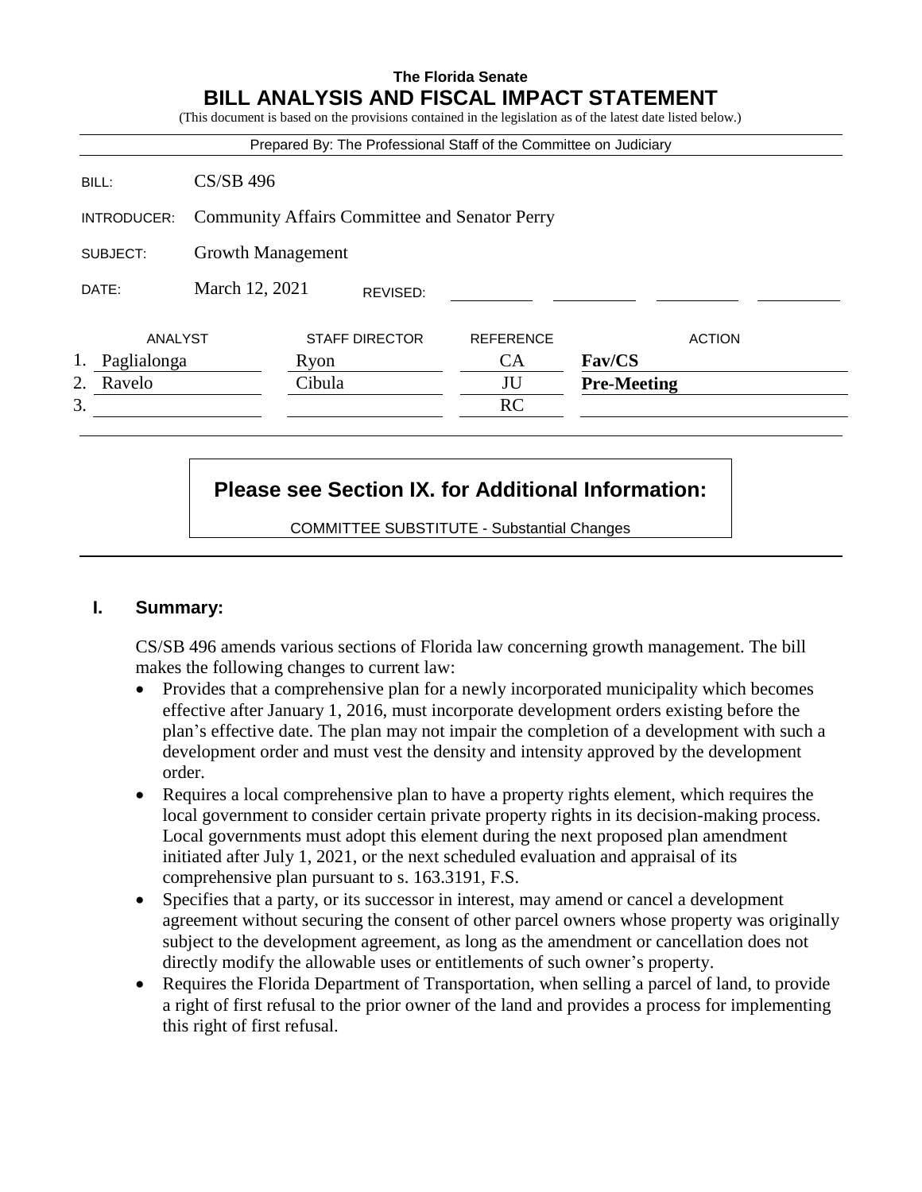**The Florida Senate**

# BILL ANALYSIS AND FISCAL IMPACT STATEMENT

(This document is based on the provisions contained in the legislation as of the latest date listed below.)

Prepared By: The Professional Staff of the Committee on Judiciary

| | |
|---|---|
| BILL: | CS/SB 496 |
| INTRODUCER: | Community Affairs Committee and Senator Perry |
| SUBJECT: | Growth Management |
| DATE: | March 12, 2021 REVISED: |

| | ANALYST | STAFF DIRECTOR | REFERENCE | ACTION |
|---|---|---|---|---|
| 1. | Paglialonga | Ryon | CA | **Fav/CS** |
| 2. | Ravelo | Cibula | JU | **Pre-Meeting** |
| 3. | | | RC | |

**Please see Section IX. for Additional Information:**

COMMITTEE SUBSTITUTE - Substantial Changes

## I. Summary:

CS/SB 496 amends various sections of Florida law concerning growth management. The bill makes the following changes to current law:

- Provides that a comprehensive plan for a newly incorporated municipality which becomes effective after January 1, 2016, must incorporate development orders existing before the plan's effective date. The plan may not impair the completion of a development with such a development order and must vest the density and intensity approved by the development order.
- Requires a local comprehensive plan to have a property rights element, which requires the local government to consider certain private property rights in its decision-making process. Local governments must adopt this element during the next proposed plan amendment initiated after July 1, 2021, or the next scheduled evaluation and appraisal of its comprehensive plan pursuant to s. 163.3191, F.S.
- Specifies that a party, or its successor in interest, may amend or cancel a development agreement without securing the consent of other parcel owners whose property was originally subject to the development agreement, as long as the amendment or cancellation does not directly modify the allowable uses or entitlements of such owner's property.
- Requires the Florida Department of Transportation, when selling a parcel of land, to provide a right of first refusal to the prior owner of the land and provides a process for implementing this right of first refusal.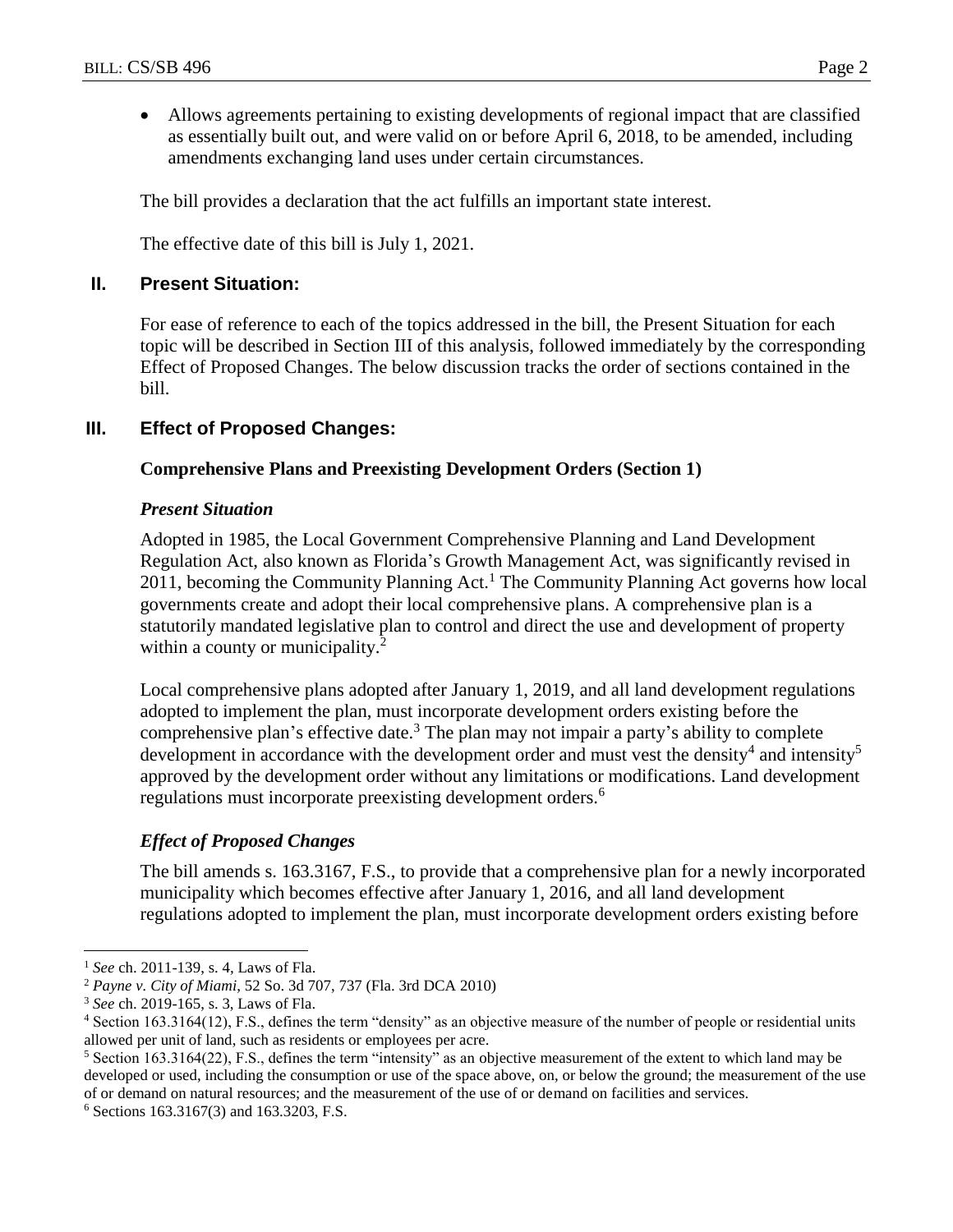- Allows agreements pertaining to existing developments of regional impact that are classified as essentially built out, and were valid on or before April 6, 2018, to be amended, including amendments exchanging land uses under certain circumstances.

The bill provides a declaration that the act fulfills an important state interest.

The effective date of this bill is July 1, 2021.

## II. Present Situation:

For ease of reference to each of the topics addressed in the bill, the Present Situation for each topic will be described in Section III of this analysis, followed immediately by the corresponding Effect of Proposed Changes. The below discussion tracks the order of sections contained in the bill.

## III. Effect of Proposed Changes:

### Comprehensive Plans and Preexisting Development Orders (Section 1)

#### *Present Situation*

Adopted in 1985, the Local Government Comprehensive Planning and Land Development Regulation Act, also known as Florida's Growth Management Act, was significantly revised in 2011, becoming the Community Planning Act.[1] The Community Planning Act governs how local governments create and adopt their local comprehensive plans. A comprehensive plan is a statutorily mandated legislative plan to control and direct the use and development of property within a county or municipality.[2]

Local comprehensive plans adopted after January 1, 2019, and all land development regulations adopted to implement the plan, must incorporate development orders existing before the comprehensive plan's effective date.[3] The plan may not impair a party's ability to complete development in accordance with the development order and must vest the density[4] and intensity[5] approved by the development order without any limitations or modifications. Land development regulations must incorporate preexisting development orders.[6]

#### *Effect of Proposed Changes*

The bill amends s. 163.3167, F.S., to provide that a comprehensive plan for a newly incorporated municipality which becomes effective after January 1, 2016, and all land development regulations adopted to implement the plan, must incorporate development orders existing before

---

[1] *See* ch. 2011-139, s. 4, Laws of Fla.

[2] *Payne v. City of Miami*, 52 So. 3d 707, 737 (Fla. 3rd DCA 2010)

[3] *See* ch. 2019-165, s. 3, Laws of Fla.

[4] Section 163.3164(12), F.S., defines the term "density" as an objective measure of the number of people or residential units allowed per unit of land, such as residents or employees per acre.

[5] Section 163.3164(22), F.S., defines the term "intensity" as an objective measurement of the extent to which land may be developed or used, including the consumption or use of the space above, on, or below the ground; the measurement of the use of or demand on natural resources; and the measurement of the use of or demand on facilities and services.

[6] Sections 163.3167(3) and 163.3203, F.S.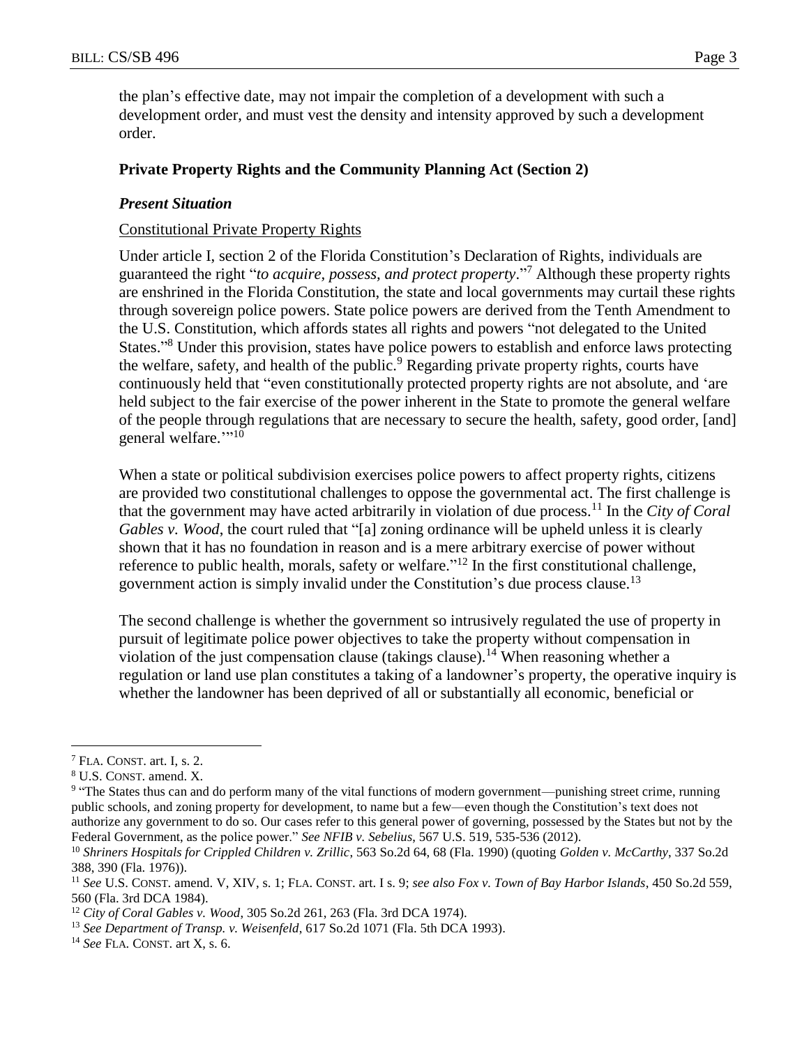the plan's effective date, may not impair the completion of a development with such a development order, and must vest the density and intensity approved by such a development order.

**Private Property Rights and the Community Planning Act (Section 2)**

***Present Situation***

Constitutional Private Property Rights

Under article I, section 2 of the Florida Constitution's Declaration of Rights, individuals are guaranteed the right "*to acquire, possess, and protect property*."[7] Although these property rights are enshrined in the Florida Constitution, the state and local governments may curtail these rights through sovereign police powers. State police powers are derived from the Tenth Amendment to the U.S. Constitution, which affords states all rights and powers "not delegated to the United States."[8] Under this provision, states have police powers to establish and enforce laws protecting the welfare, safety, and health of the public.[9] Regarding private property rights, courts have continuously held that "even constitutionally protected property rights are not absolute, and 'are held subject to the fair exercise of the power inherent in the State to promote the general welfare of the people through regulations that are necessary to secure the health, safety, good order, [and] general welfare.'"[10]

When a state or political subdivision exercises police powers to affect property rights, citizens are provided two constitutional challenges to oppose the governmental act. The first challenge is that the government may have acted arbitrarily in violation of due process.[11] In the *City of Coral Gables v. Wood*, the court ruled that "[a] zoning ordinance will be upheld unless it is clearly shown that it has no foundation in reason and is a mere arbitrary exercise of power without reference to public health, morals, safety or welfare."[12] In the first constitutional challenge, government action is simply invalid under the Constitution's due process clause.[13]

The second challenge is whether the government so intrusively regulated the use of property in pursuit of legitimate police power objectives to take the property without compensation in violation of the just compensation clause (takings clause).[14] When reasoning whether a regulation or land use plan constitutes a taking of a landowner's property, the operative inquiry is whether the landowner has been deprived of all or substantially all economic, beneficial or

---

[7] FLA. CONST. art. I, s. 2.

[8] U.S. CONST. amend. X.

[9] "The States thus can and do perform many of the vital functions of modern government—punishing street crime, running public schools, and zoning property for development, to name but a few—even though the Constitution's text does not authorize any government to do so. Our cases refer to this general power of governing, possessed by the States but not by the Federal Government, as the police power." *See NFIB v. Sebelius*, 567 U.S. 519, 535-536 (2012).

[10] *Shriners Hospitals for Crippled Children v. Zrillic*, 563 So.2d 64, 68 (Fla. 1990) (quoting *Golden v. McCarthy*, 337 So.2d 388, 390 (Fla. 1976)).

[11] *See* U.S. CONST. amend. V, XIV, s. 1; FLA. CONST. art. I s. 9; *see also Fox v. Town of Bay Harbor Islands*, 450 So.2d 559, 560 (Fla. 3rd DCA 1984).

[12] *City of Coral Gables v. Wood*, 305 So.2d 261, 263 (Fla. 3rd DCA 1974).

[13] *See Department of Transp. v. Weisenfeld*, 617 So.2d 1071 (Fla. 5th DCA 1993).

[14] *See* FLA. CONST. art X, s. 6.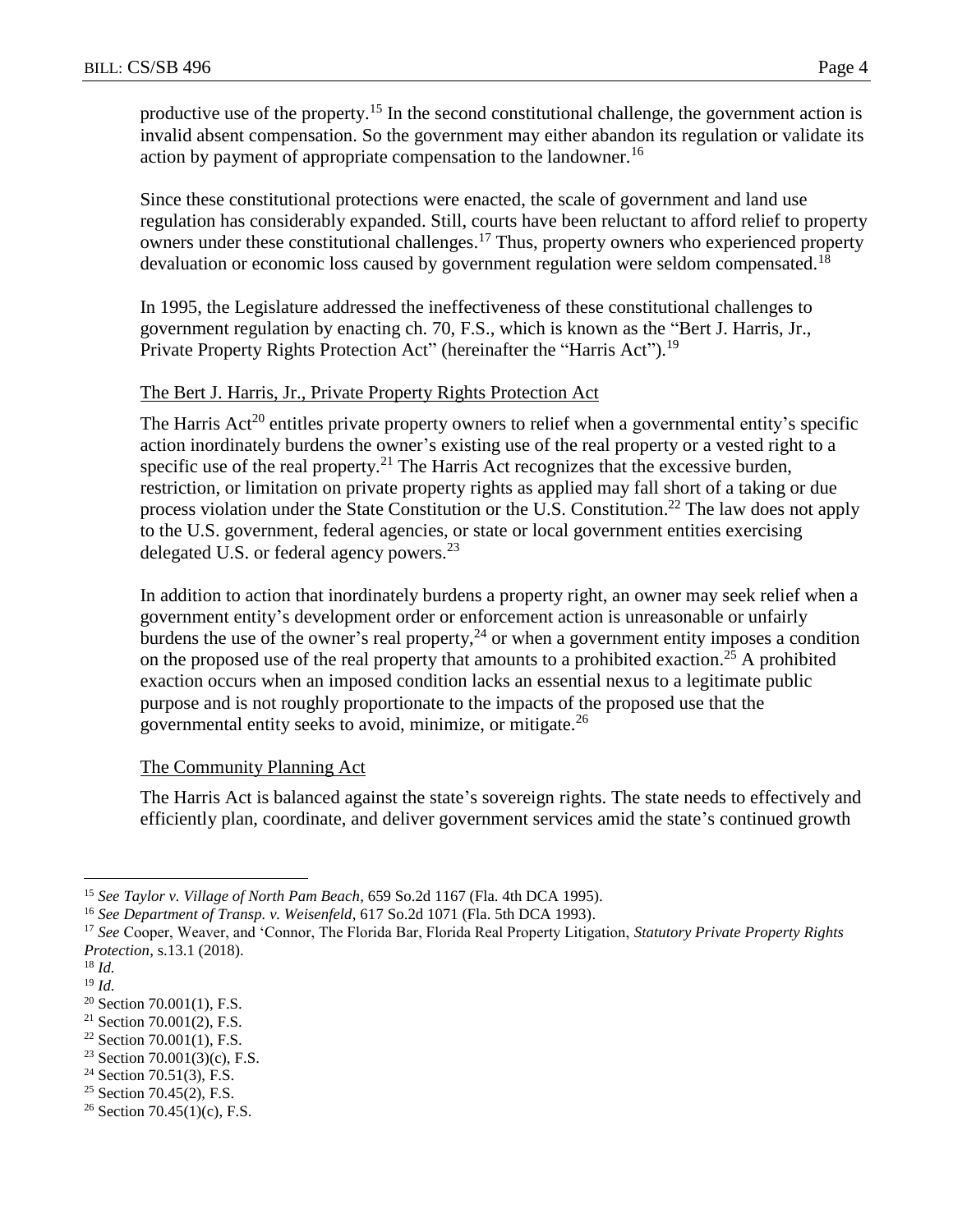productive use of the property.[15] In the second constitutional challenge, the government action is invalid absent compensation. So the government may either abandon its regulation or validate its action by payment of appropriate compensation to the landowner.[16]

Since these constitutional protections were enacted, the scale of government and land use regulation has considerably expanded. Still, courts have been reluctant to afford relief to property owners under these constitutional challenges.[17] Thus, property owners who experienced property devaluation or economic loss caused by government regulation were seldom compensated.[18]

In 1995, the Legislature addressed the ineffectiveness of these constitutional challenges to government regulation by enacting ch. 70, F.S., which is known as the "Bert J. Harris, Jr., Private Property Rights Protection Act" (hereinafter the "Harris Act").[19]

<u>The Bert J. Harris, Jr., Private Property Rights Protection Act</u>

The Harris Act[20] entitles private property owners to relief when a governmental entity's specific action inordinately burdens the owner's existing use of the real property or a vested right to a specific use of the real property.[21] The Harris Act recognizes that the excessive burden, restriction, or limitation on private property rights as applied may fall short of a taking or due process violation under the State Constitution or the U.S. Constitution.[22] The law does not apply to the U.S. government, federal agencies, or state or local government entities exercising delegated U.S. or federal agency powers.[23]

In addition to action that inordinately burdens a property right, an owner may seek relief when a government entity's development order or enforcement action is unreasonable or unfairly burdens the use of the owner's real property,[24] or when a government entity imposes a condition on the proposed use of the real property that amounts to a prohibited exaction.[25] A prohibited exaction occurs when an imposed condition lacks an essential nexus to a legitimate public purpose and is not roughly proportionate to the impacts of the proposed use that the governmental entity seeks to avoid, minimize, or mitigate.[26]

<u>The Community Planning Act</u>

The Harris Act is balanced against the state's sovereign rights. The state needs to effectively and efficiently plan, coordinate, and deliver government services amid the state's continued growth

---

[15] *See Taylor v. Village of North Pam Beach*, 659 So.2d 1167 (Fla. 4th DCA 1995).
[16] *See Department of Transp. v. Weisenfeld*, 617 So.2d 1071 (Fla. 5th DCA 1993).
[17] *See* Cooper, Weaver, and 'Connor, The Florida Bar, Florida Real Property Litigation, *Statutory Private Property Rights Protection*, s.13.1 (2018).
[18] *Id.*
[19] *Id.*
[20] Section 70.001(1), F.S.
[21] Section 70.001(2), F.S.
[22] Section 70.001(1), F.S.
[23] Section 70.001(3)(c), F.S.
[24] Section 70.51(3), F.S.
[25] Section 70.45(2), F.S.
[26] Section 70.45(1)(c), F.S.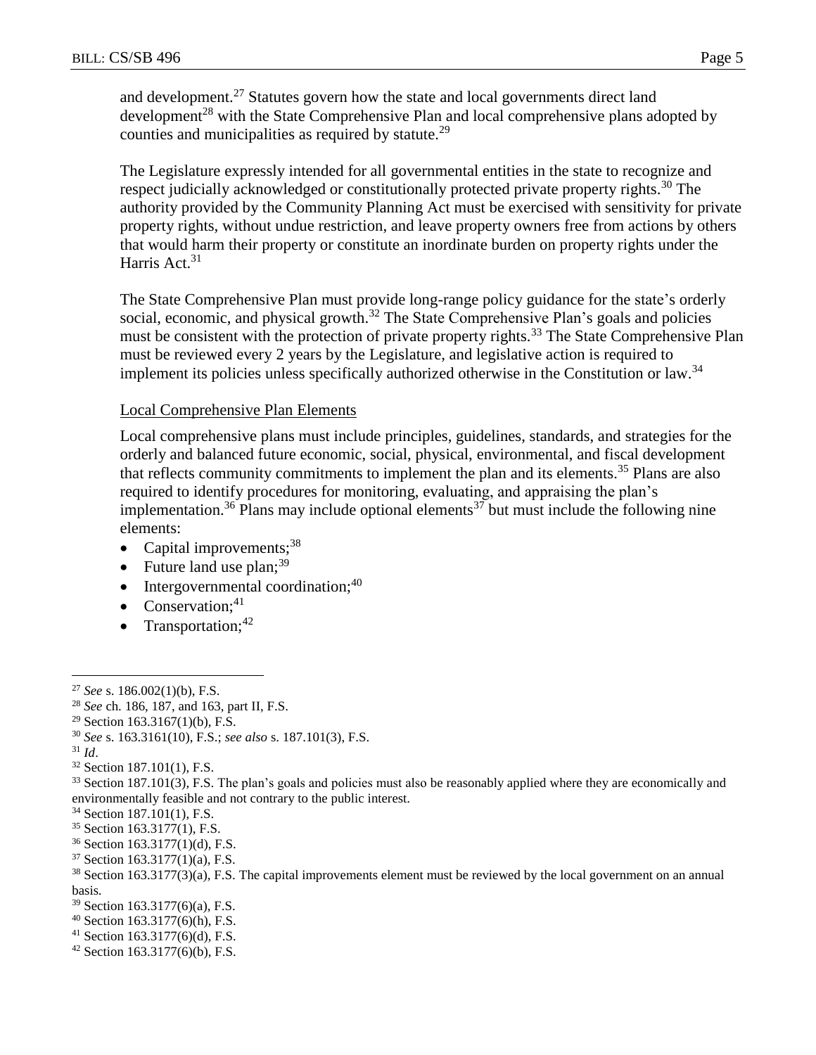and development.[27] Statutes govern how the state and local governments direct land development[28] with the State Comprehensive Plan and local comprehensive plans adopted by counties and municipalities as required by statute.[29]

The Legislature expressly intended for all governmental entities in the state to recognize and respect judicially acknowledged or constitutionally protected private property rights.[30] The authority provided by the Community Planning Act must be exercised with sensitivity for private property rights, without undue restriction, and leave property owners free from actions by others that would harm their property or constitute an inordinate burden on property rights under the Harris Act.[31]

The State Comprehensive Plan must provide long-range policy guidance for the state's orderly social, economic, and physical growth.[32] The State Comprehensive Plan's goals and policies must be consistent with the protection of private property rights.[33] The State Comprehensive Plan must be reviewed every 2 years by the Legislature, and legislative action is required to implement its policies unless specifically authorized otherwise in the Constitution or law.[34]

Local Comprehensive Plan Elements

Local comprehensive plans must include principles, guidelines, standards, and strategies for the orderly and balanced future economic, social, physical, environmental, and fiscal development that reflects community commitments to implement the plan and its elements.[35] Plans are also required to identify procedures for monitoring, evaluating, and appraising the plan's implementation.[36] Plans may include optional elements[37] but must include the following nine elements:

- Capital improvements;[38]
- Future land use plan;[39]
- Intergovernmental coordination;[40]
- Conservation;[41]
- Transportation;[42]

---

[27] *See* s. 186.002(1)(b), F.S.

[28] *See* ch. 186, 187, and 163, part II, F.S.

[29] Section 163.3167(1)(b), F.S.

[30] *See* s. 163.3161(10), F.S.; *see also* s. 187.101(3), F.S.

[31] *Id*.

[32] Section 187.101(1), F.S.

[33] Section 187.101(3), F.S. The plan's goals and policies must also be reasonably applied where they are economically and environmentally feasible and not contrary to the public interest.

[34] Section 187.101(1), F.S.

[35] Section 163.3177(1), F.S.

[36] Section 163.3177(1)(d), F.S.

[37] Section 163.3177(1)(a), F.S.

[38] Section 163.3177(3)(a), F.S. The capital improvements element must be reviewed by the local government on an annual basis.

[39] Section 163.3177(6)(a), F.S.

[40] Section 163.3177(6)(h), F.S.

[41] Section 163.3177(6)(d), F.S.

[42] Section 163.3177(6)(b), F.S.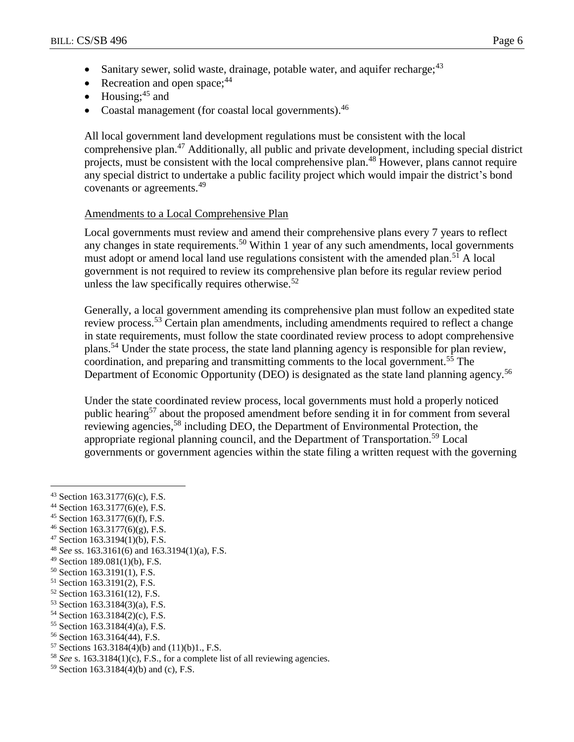- Sanitary sewer, solid waste, drainage, potable water, and aquifer recharge;[43]
- Recreation and open space;[44]
- Housing;[45] and
- Coastal management (for coastal local governments).[46]

All local government land development regulations must be consistent with the local comprehensive plan.[47] Additionally, all public and private development, including special district projects, must be consistent with the local comprehensive plan.[48] However, plans cannot require any special district to undertake a public facility project which would impair the district's bond covenants or agreements.[49]

Amendments to a Local Comprehensive Plan

Local governments must review and amend their comprehensive plans every 7 years to reflect any changes in state requirements.[50] Within 1 year of any such amendments, local governments must adopt or amend local land use regulations consistent with the amended plan.[51] A local government is not required to review its comprehensive plan before its regular review period unless the law specifically requires otherwise.[52]

Generally, a local government amending its comprehensive plan must follow an expedited state review process.[53] Certain plan amendments, including amendments required to reflect a change in state requirements, must follow the state coordinated review process to adopt comprehensive plans.[54] Under the state process, the state land planning agency is responsible for plan review, coordination, and preparing and transmitting comments to the local government.[55] The Department of Economic Opportunity (DEO) is designated as the state land planning agency.[56]

Under the state coordinated review process, local governments must hold a properly noticed public hearing[57] about the proposed amendment before sending it in for comment from several reviewing agencies,[58] including DEO, the Department of Environmental Protection, the appropriate regional planning council, and the Department of Transportation.[59] Local governments or government agencies within the state filing a written request with the governing

---

[43] Section 163.3177(6)(c), F.S.
[44] Section 163.3177(6)(e), F.S.
[45] Section 163.3177(6)(f), F.S.
[46] Section 163.3177(6)(g), F.S.
[47] Section 163.3194(1)(b), F.S.
[48] *See* ss. 163.3161(6) and 163.3194(1)(a), F.S.
[49] Section 189.081(1)(b), F.S.
[50] Section 163.3191(1), F.S.
[51] Section 163.3191(2), F.S.
[52] Section 163.3161(12), F.S.
[53] Section 163.3184(3)(a), F.S.
[54] Section 163.3184(2)(c), F.S.
[55] Section 163.3184(4)(a), F.S.
[56] Section 163.3164(44), F.S.
[57] Sections 163.3184(4)(b) and (11)(b)1., F.S.
[58] *See* s. 163.3184(1)(c), F.S., for a complete list of all reviewing agencies.
[59] Section 163.3184(4)(b) and (c), F.S.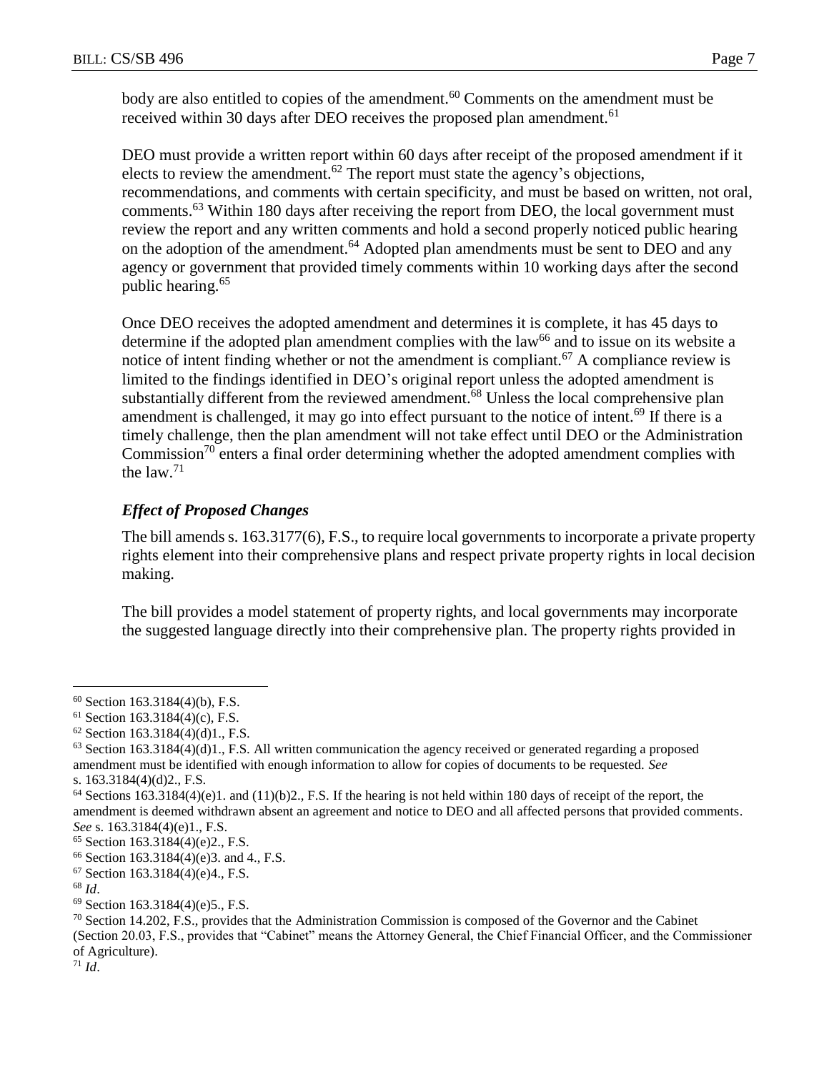body are also entitled to copies of the amendment.[60] Comments on the amendment must be received within 30 days after DEO receives the proposed plan amendment.[61]

DEO must provide a written report within 60 days after receipt of the proposed amendment if it elects to review the amendment.[62] The report must state the agency's objections, recommendations, and comments with certain specificity, and must be based on written, not oral, comments.[63] Within 180 days after receiving the report from DEO, the local government must review the report and any written comments and hold a second properly noticed public hearing on the adoption of the amendment.[64] Adopted plan amendments must be sent to DEO and any agency or government that provided timely comments within 10 working days after the second public hearing.[65]

Once DEO receives the adopted amendment and determines it is complete, it has 45 days to determine if the adopted plan amendment complies with the law[66] and to issue on its website a notice of intent finding whether or not the amendment is compliant.[67] A compliance review is limited to the findings identified in DEO's original report unless the adopted amendment is substantially different from the reviewed amendment.[68] Unless the local comprehensive plan amendment is challenged, it may go into effect pursuant to the notice of intent.[69] If there is a timely challenge, then the plan amendment will not take effect until DEO or the Administration Commission[70] enters a final order determining whether the adopted amendment complies with the law.[71]

### *Effect of Proposed Changes*

The bill amends s. 163.3177(6), F.S., to require local governments to incorporate a private property rights element into their comprehensive plans and respect private property rights in local decision making.

The bill provides a model statement of property rights, and local governments may incorporate the suggested language directly into their comprehensive plan. The property rights provided in

---

[60] Section 163.3184(4)(b), F.S.

[61] Section 163.3184(4)(c), F.S.

[62] Section 163.3184(4)(d)1., F.S.

[63] Section 163.3184(4)(d)1., F.S. All written communication the agency received or generated regarding a proposed amendment must be identified with enough information to allow for copies of documents to be requested. *See* s. 163.3184(4)(d)2., F.S.

[64] Sections 163.3184(4)(e)1. and (11)(b)2., F.S. If the hearing is not held within 180 days of receipt of the report, the amendment is deemed withdrawn absent an agreement and notice to DEO and all affected persons that provided comments. *See* s. 163.3184(4)(e)1., F.S.

[65] Section 163.3184(4)(e)2., F.S.

[66] Section 163.3184(4)(e)3. and 4., F.S.

[67] Section 163.3184(4)(e)4., F.S.

[68] *Id*.

[69] Section 163.3184(4)(e)5., F.S.

[70] Section 14.202, F.S., provides that the Administration Commission is composed of the Governor and the Cabinet (Section 20.03, F.S., provides that "Cabinet" means the Attorney General, the Chief Financial Officer, and the Commissioner of Agriculture).

[71] *Id*.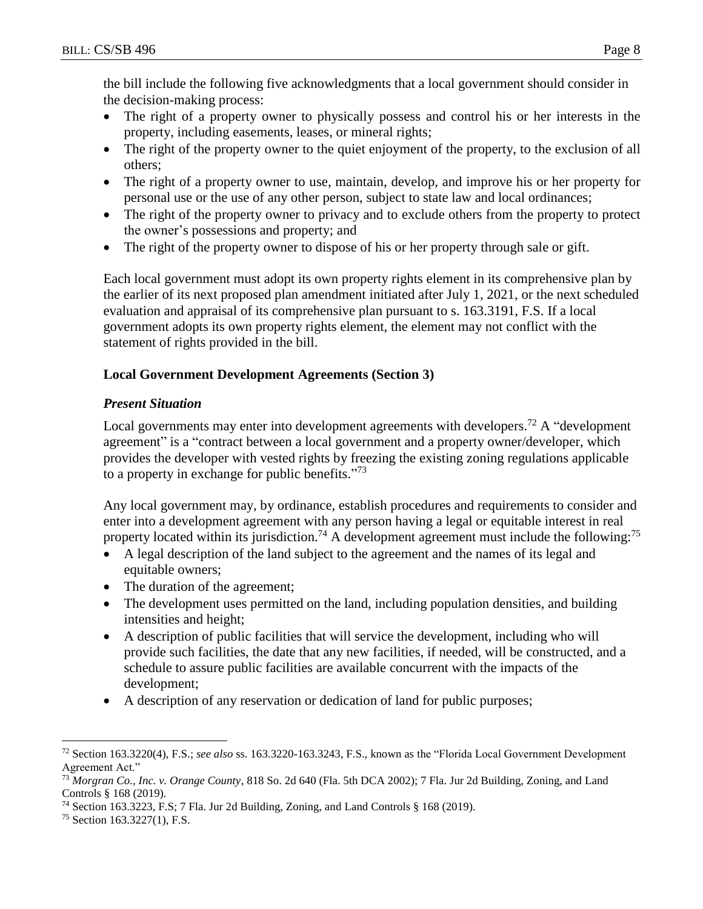the bill include the following five acknowledgments that a local government should consider in the decision-making process:

- The right of a property owner to physically possess and control his or her interests in the property, including easements, leases, or mineral rights;
- The right of the property owner to the quiet enjoyment of the property, to the exclusion of all others;
- The right of a property owner to use, maintain, develop, and improve his or her property for personal use or the use of any other person, subject to state law and local ordinances;
- The right of the property owner to privacy and to exclude others from the property to protect the owner's possessions and property; and
- The right of the property owner to dispose of his or her property through sale or gift.

Each local government must adopt its own property rights element in its comprehensive plan by the earlier of its next proposed plan amendment initiated after July 1, 2021, or the next scheduled evaluation and appraisal of its comprehensive plan pursuant to s. 163.3191, F.S. If a local government adopts its own property rights element, the element may not conflict with the statement of rights provided in the bill.

### Local Government Development Agreements (Section 3)

#### *Present Situation*

Local governments may enter into development agreements with developers.[72] A "development agreement" is a "contract between a local government and a property owner/developer, which provides the developer with vested rights by freezing the existing zoning regulations applicable to a property in exchange for public benefits."[73]

Any local government may, by ordinance, establish procedures and requirements to consider and enter into a development agreement with any person having a legal or equitable interest in real property located within its jurisdiction.[74] A development agreement must include the following:[75]

- A legal description of the land subject to the agreement and the names of its legal and equitable owners;
- The duration of the agreement;
- The development uses permitted on the land, including population densities, and building intensities and height;
- A description of public facilities that will service the development, including who will provide such facilities, the date that any new facilities, if needed, will be constructed, and a schedule to assure public facilities are available concurrent with the impacts of the development;
- A description of any reservation or dedication of land for public purposes;

---

[72] Section 163.3220(4), F.S.; *see also* ss. 163.3220-163.3243, F.S., known as the "Florida Local Government Development Agreement Act."

[73] *Morgran Co., Inc. v. Orange County*, 818 So. 2d 640 (Fla. 5th DCA 2002); 7 Fla. Jur 2d Building, Zoning, and Land Controls § 168 (2019).

[74] Section 163.3223, F.S; 7 Fla. Jur 2d Building, Zoning, and Land Controls § 168 (2019).

[75] Section 163.3227(1), F.S.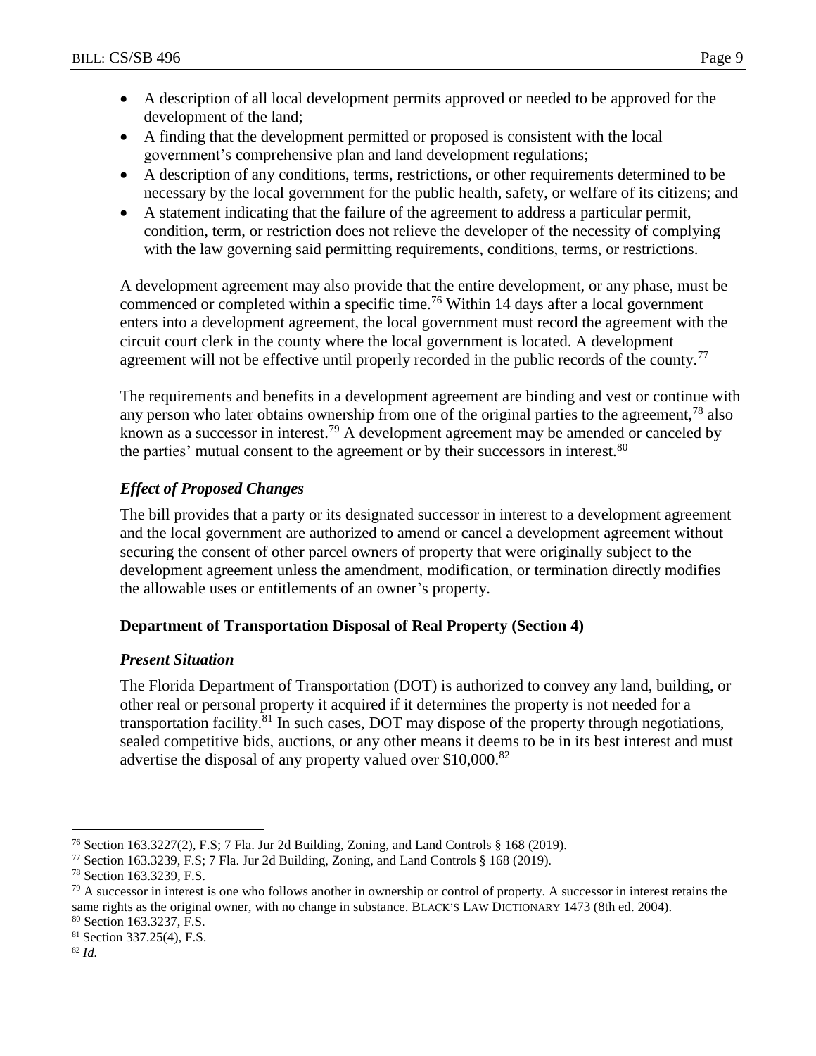- A description of all local development permits approved or needed to be approved for the development of the land;
- A finding that the development permitted or proposed is consistent with the local government's comprehensive plan and land development regulations;
- A description of any conditions, terms, restrictions, or other requirements determined to be necessary by the local government for the public health, safety, or welfare of its citizens; and
- A statement indicating that the failure of the agreement to address a particular permit, condition, term, or restriction does not relieve the developer of the necessity of complying with the law governing said permitting requirements, conditions, terms, or restrictions.

A development agreement may also provide that the entire development, or any phase, must be commenced or completed within a specific time.[76] Within 14 days after a local government enters into a development agreement, the local government must record the agreement with the circuit court clerk in the county where the local government is located. A development agreement will not be effective until properly recorded in the public records of the county.[77]

The requirements and benefits in a development agreement are binding and vest or continue with any person who later obtains ownership from one of the original parties to the agreement,[78] also known as a successor in interest.[79] A development agreement may be amended or canceled by the parties' mutual consent to the agreement or by their successors in interest.[80]

### *Effect of Proposed Changes*

The bill provides that a party or its designated successor in interest to a development agreement and the local government are authorized to amend or cancel a development agreement without securing the consent of other parcel owners of property that were originally subject to the development agreement unless the amendment, modification, or termination directly modifies the allowable uses or entitlements of an owner's property.

## Department of Transportation Disposal of Real Property (Section 4)

### *Present Situation*

The Florida Department of Transportation (DOT) is authorized to convey any land, building, or other real or personal property it acquired if it determines the property is not needed for a transportation facility.[81] In such cases, DOT may dispose of the property through negotiations, sealed competitive bids, auctions, or any other means it deems to be in its best interest and must advertise the disposal of any property valued over $10,000.[82]

---

[76] Section 163.3227(2), F.S; 7 Fla. Jur 2d Building, Zoning, and Land Controls § 168 (2019).

[77] Section 163.3239, F.S; 7 Fla. Jur 2d Building, Zoning, and Land Controls § 168 (2019).

[78] Section 163.3239, F.S.

[79] A successor in interest is one who follows another in ownership or control of property. A successor in interest retains the same rights as the original owner, with no change in substance. BLACK'S LAW DICTIONARY 1473 (8th ed. 2004).

[80] Section 163.3237, F.S.

[81] Section 337.25(4), F.S.

[82] *Id.*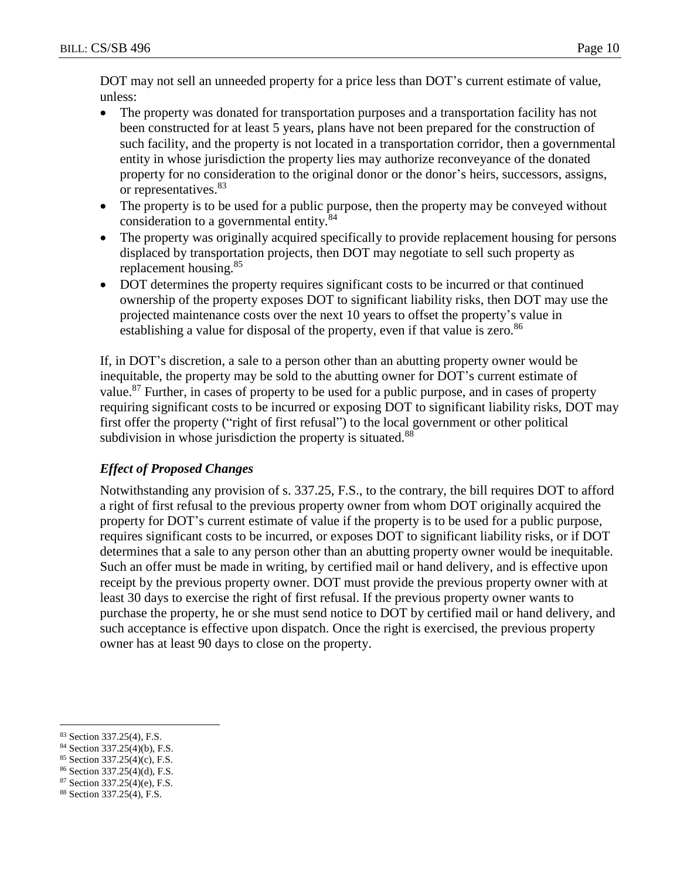DOT may not sell an unneeded property for a price less than DOT's current estimate of value, unless:

- The property was donated for transportation purposes and a transportation facility has not been constructed for at least 5 years, plans have not been prepared for the construction of such facility, and the property is not located in a transportation corridor, then a governmental entity in whose jurisdiction the property lies may authorize reconveyance of the donated property for no consideration to the original donor or the donor's heirs, successors, assigns, or representatives.[83]
- The property is to be used for a public purpose, then the property may be conveyed without consideration to a governmental entity.[84]
- The property was originally acquired specifically to provide replacement housing for persons displaced by transportation projects, then DOT may negotiate to sell such property as replacement housing.[85]
- DOT determines the property requires significant costs to be incurred or that continued ownership of the property exposes DOT to significant liability risks, then DOT may use the projected maintenance costs over the next 10 years to offset the property's value in establishing a value for disposal of the property, even if that value is zero.[86]

If, in DOT's discretion, a sale to a person other than an abutting property owner would be inequitable, the property may be sold to the abutting owner for DOT's current estimate of value.[87] Further, in cases of property to be used for a public purpose, and in cases of property requiring significant costs to be incurred or exposing DOT to significant liability risks, DOT may first offer the property ("right of first refusal") to the local government or other political subdivision in whose jurisdiction the property is situated.[88]

### *Effect of Proposed Changes*

Notwithstanding any provision of s. 337.25, F.S., to the contrary, the bill requires DOT to afford a right of first refusal to the previous property owner from whom DOT originally acquired the property for DOT's current estimate of value if the property is to be used for a public purpose, requires significant costs to be incurred, or exposes DOT to significant liability risks, or if DOT determines that a sale to any person other than an abutting property owner would be inequitable. Such an offer must be made in writing, by certified mail or hand delivery, and is effective upon receipt by the previous property owner. DOT must provide the previous property owner with at least 30 days to exercise the right of first refusal. If the previous property owner wants to purchase the property, he or she must send notice to DOT by certified mail or hand delivery, and such acceptance is effective upon dispatch. Once the right is exercised, the previous property owner has at least 90 days to close on the property.

---

[83] Section 337.25(4), F.S.
[84] Section 337.25(4)(b), F.S.
[85] Section 337.25(4)(c), F.S.
[86] Section 337.25(4)(d), F.S.
[87] Section 337.25(4)(e), F.S.
[88] Section 337.25(4), F.S.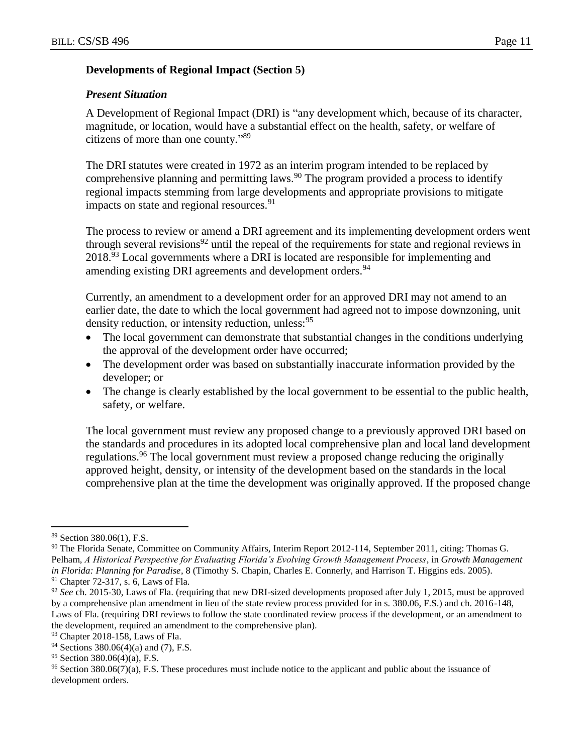**Developments of Regional Impact (Section 5)**

***Present Situation***

A Development of Regional Impact (DRI) is "any development which, because of its character, magnitude, or location, would have a substantial effect on the health, safety, or welfare of citizens of more than one county."[89]

The DRI statutes were created in 1972 as an interim program intended to be replaced by comprehensive planning and permitting laws.[90] The program provided a process to identify regional impacts stemming from large developments and appropriate provisions to mitigate impacts on state and regional resources.[91]

The process to review or amend a DRI agreement and its implementing development orders went through several revisions[92] until the repeal of the requirements for state and regional reviews in 2018.[93] Local governments where a DRI is located are responsible for implementing and amending existing DRI agreements and development orders.[94]

Currently, an amendment to a development order for an approved DRI may not amend to an earlier date, the date to which the local government had agreed not to impose downzoning, unit density reduction, or intensity reduction, unless:[95]

- The local government can demonstrate that substantial changes in the conditions underlying the approval of the development order have occurred;
- The development order was based on substantially inaccurate information provided by the developer; or
- The change is clearly established by the local government to be essential to the public health, safety, or welfare.

The local government must review any proposed change to a previously approved DRI based on the standards and procedures in its adopted local comprehensive plan and local land development regulations.[96] The local government must review a proposed change reducing the originally approved height, density, or intensity of the development based on the standards in the local comprehensive plan at the time the development was originally approved. If the proposed change

---

[89] Section 380.06(1), F.S.

[90] The Florida Senate, Committee on Community Affairs, Interim Report 2012-114, September 2011, citing: Thomas G. Pelham, *A Historical Perspective for Evaluating Florida's Evolving Growth Management Process*, in *Growth Management in Florida: Planning for Paradise*, 8 (Timothy S. Chapin, Charles E. Connerly, and Harrison T. Higgins eds. 2005).

[91] Chapter 72-317, s. 6, Laws of Fla.

[92] *See* ch. 2015-30, Laws of Fla. (requiring that new DRI-sized developments proposed after July 1, 2015, must be approved by a comprehensive plan amendment in lieu of the state review process provided for in s. 380.06, F.S.) and ch. 2016-148, Laws of Fla. (requiring DRI reviews to follow the state coordinated review process if the development, or an amendment to the development, required an amendment to the comprehensive plan).

[93] Chapter 2018-158, Laws of Fla.

[94] Sections 380.06(4)(a) and (7), F.S.

[95] Section 380.06(4)(a), F.S.

[96] Section 380.06(7)(a), F.S. These procedures must include notice to the applicant and public about the issuance of development orders.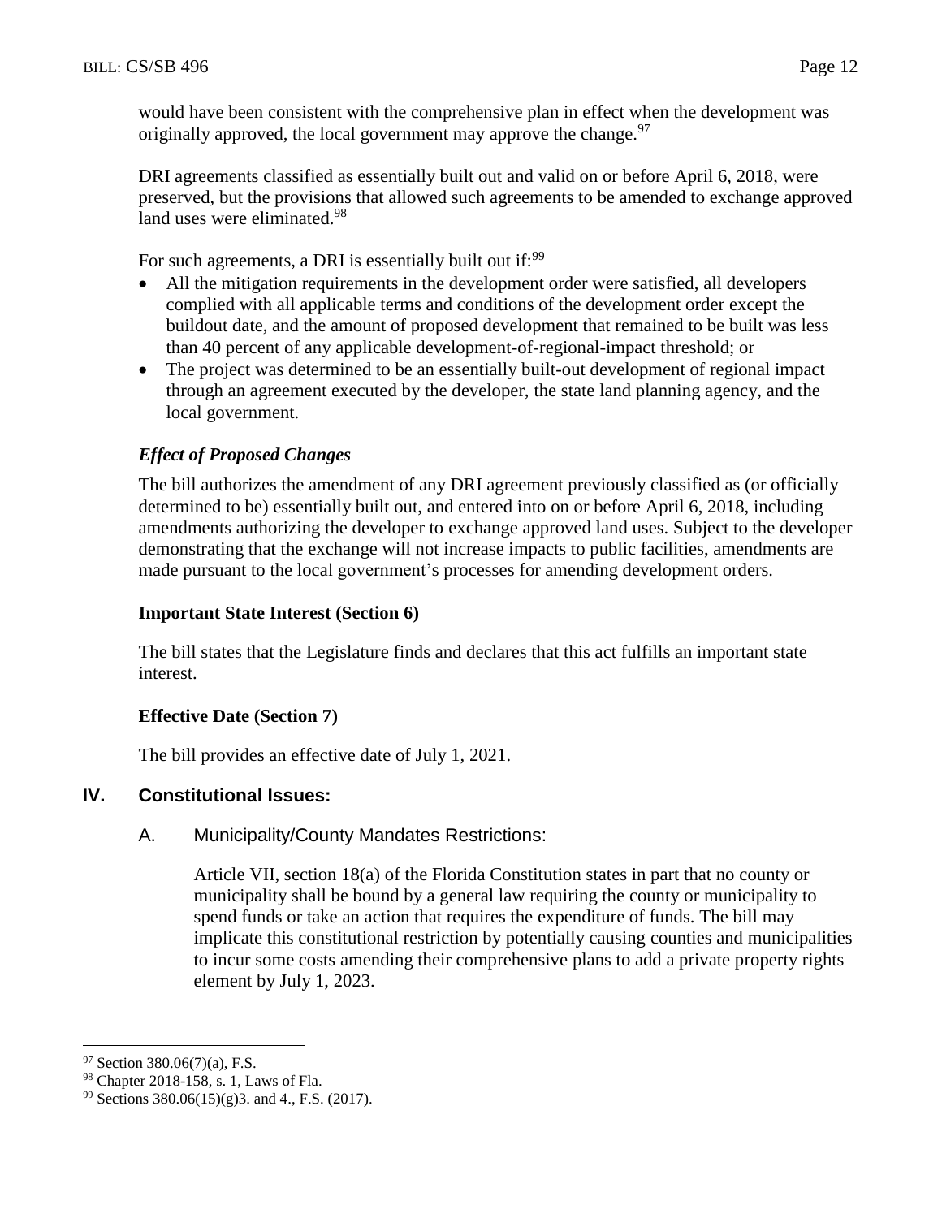would have been consistent with the comprehensive plan in effect when the development was originally approved, the local government may approve the change.[97]

DRI agreements classified as essentially built out and valid on or before April 6, 2018, were preserved, but the provisions that allowed such agreements to be amended to exchange approved land uses were eliminated.[98]

For such agreements, a DRI is essentially built out if:[99]

- All the mitigation requirements in the development order were satisfied, all developers complied with all applicable terms and conditions of the development order except the buildout date, and the amount of proposed development that remained to be built was less than 40 percent of any applicable development-of-regional-impact threshold; or
- The project was determined to be an essentially built-out development of regional impact through an agreement executed by the developer, the state land planning agency, and the local government.

*Effect of Proposed Changes*

The bill authorizes the amendment of any DRI agreement previously classified as (or officially determined to be) essentially built out, and entered into on or before April 6, 2018, including amendments authorizing the developer to exchange approved land uses. Subject to the developer demonstrating that the exchange will not increase impacts to public facilities, amendments are made pursuant to the local government's processes for amending development orders.

**Important State Interest (Section 6)**

The bill states that the Legislature finds and declares that this act fulfills an important state interest.

**Effective Date (Section 7)**

The bill provides an effective date of July 1, 2021.

## IV. Constitutional Issues:

### A. Municipality/County Mandates Restrictions:

Article VII, section 18(a) of the Florida Constitution states in part that no county or municipality shall be bound by a general law requiring the county or municipality to spend funds or take an action that requires the expenditure of funds. The bill may implicate this constitutional restriction by potentially causing counties and municipalities to incur some costs amending their comprehensive plans to add a private property rights element by July 1, 2023.

---

[97] Section 380.06(7)(a), F.S.

[98] Chapter 2018-158, s. 1, Laws of Fla.

[99] Sections 380.06(15)(g)3. and 4., F.S. (2017).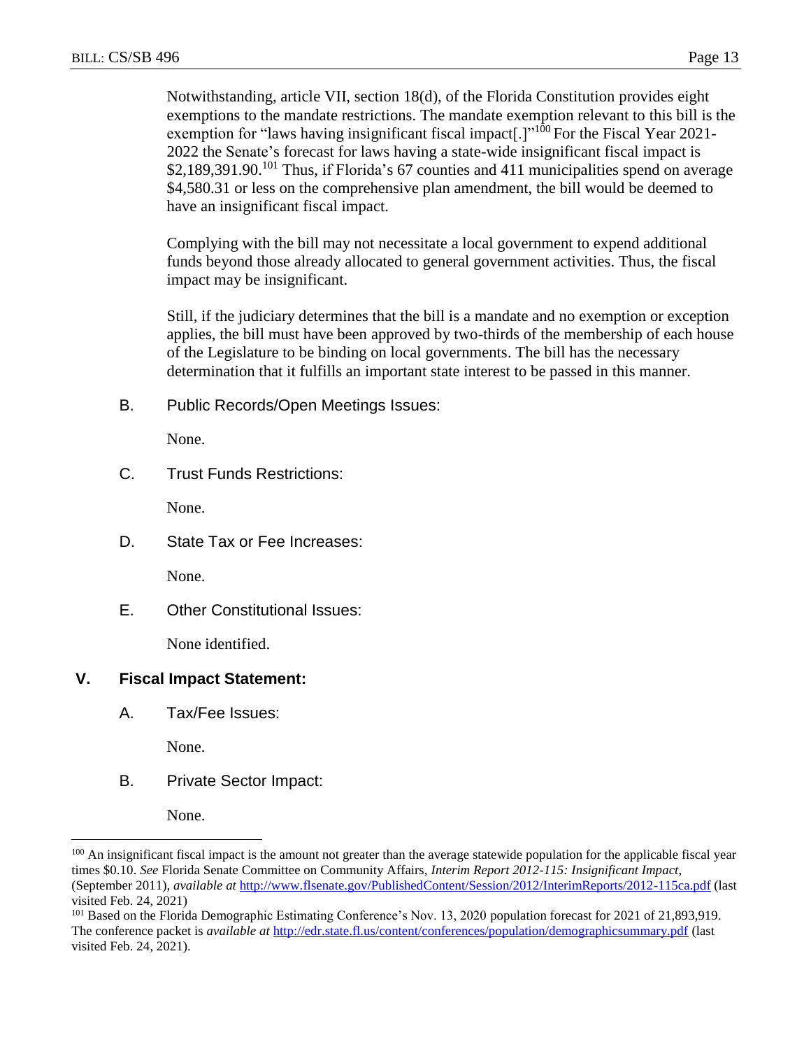Notwithstanding, article VII, section 18(d), of the Florida Constitution provides eight exemptions to the mandate restrictions. The mandate exemption relevant to this bill is the exemption for "laws having insignificant fiscal impact[.]"[100] For the Fiscal Year 2021-2022 the Senate's forecast for laws having a state-wide insignificant fiscal impact is $2,189,391.90.[101] Thus, if Florida's 67 counties and 411 municipalities spend on average $4,580.31 or less on the comprehensive plan amendment, the bill would be deemed to have an insignificant fiscal impact.

Complying with the bill may not necessitate a local government to expend additional funds beyond those already allocated to general government activities. Thus, the fiscal impact may be insignificant.

Still, if the judiciary determines that the bill is a mandate and no exemption or exception applies, the bill must have been approved by two-thirds of the membership of each house of the Legislature to be binding on local governments. The bill has the necessary determination that it fulfills an important state interest to be passed in this manner.

B. Public Records/Open Meetings Issues:

None.

C. Trust Funds Restrictions:

None.

D. State Tax or Fee Increases:

None.

E. Other Constitutional Issues:

None identified.

## V. Fiscal Impact Statement:

A. Tax/Fee Issues:

None.

B. Private Sector Impact:

None.

---

[100] An insignificant fiscal impact is the amount not greater than the average statewide population for the applicable fiscal year times $0.10. *See* Florida Senate Committee on Community Affairs, *Interim Report 2012-115: Insignificant Impact*, (September 2011), *available at* http://www.flsenate.gov/PublishedContent/Session/2012/InterimReports/2012-115ca.pdf (last visited Feb. 24, 2021)

[101] Based on the Florida Demographic Estimating Conference's Nov. 13, 2020 population forecast for 2021 of 21,893,919. The conference packet is *available at* http://edr.state.fl.us/content/conferences/population/demographicsummary.pdf (last visited Feb. 24, 2021).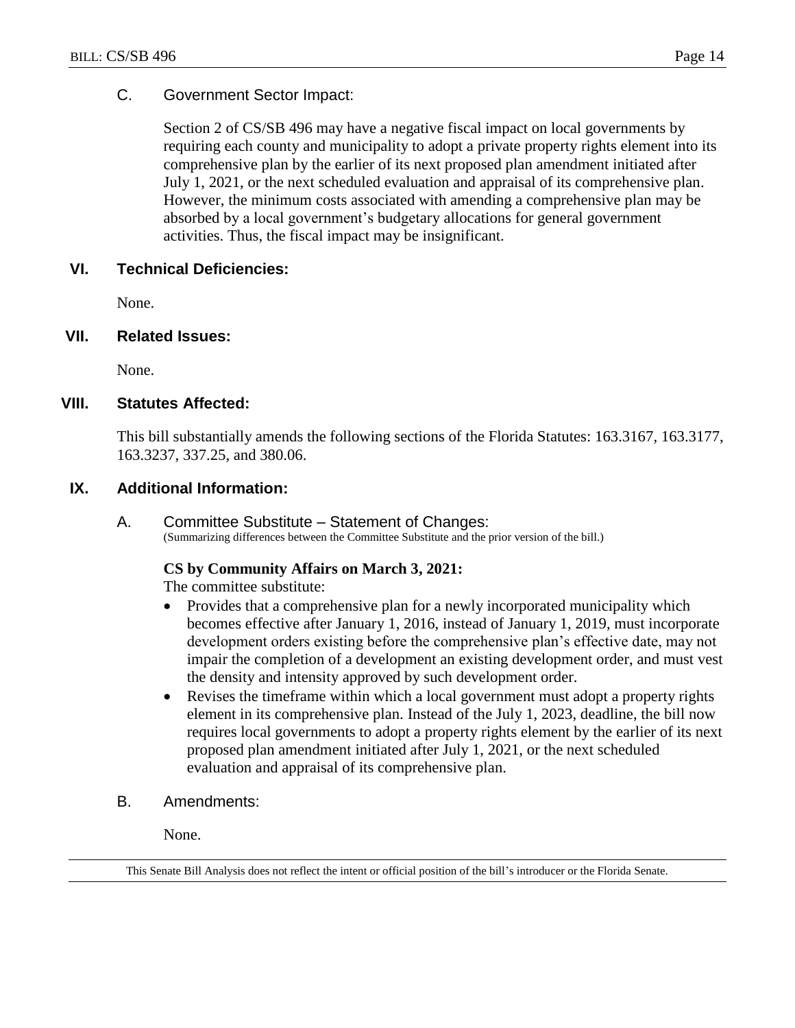### C. Government Sector Impact:

Section 2 of CS/SB 496 may have a negative fiscal impact on local governments by requiring each county and municipality to adopt a private property rights element into its comprehensive plan by the earlier of its next proposed plan amendment initiated after July 1, 2021, or the next scheduled evaluation and appraisal of its comprehensive plan. However, the minimum costs associated with amending a comprehensive plan may be absorbed by a local government's budgetary allocations for general government activities. Thus, the fiscal impact may be insignificant.

## VI. Technical Deficiencies:

None.

## VII. Related Issues:

None.

## VIII. Statutes Affected:

This bill substantially amends the following sections of the Florida Statutes: 163.3167, 163.3177, 163.3237, 337.25, and 380.06.

## IX. Additional Information:

### A. Committee Substitute – Statement of Changes:

(Summarizing differences between the Committee Substitute and the prior version of the bill.)

**CS by Community Affairs on March 3, 2021:**

The committee substitute:

- Provides that a comprehensive plan for a newly incorporated municipality which becomes effective after January 1, 2016, instead of January 1, 2019, must incorporate development orders existing before the comprehensive plan's effective date, may not impair the completion of a development an existing development order, and must vest the density and intensity approved by such development order.
- Revises the timeframe within which a local government must adopt a property rights element in its comprehensive plan. Instead of the July 1, 2023, deadline, the bill now requires local governments to adopt a property rights element by the earlier of its next proposed plan amendment initiated after July 1, 2021, or the next scheduled evaluation and appraisal of its comprehensive plan.

### B. Amendments:

None.

This Senate Bill Analysis does not reflect the intent or official position of the bill's introducer or the Florida Senate.